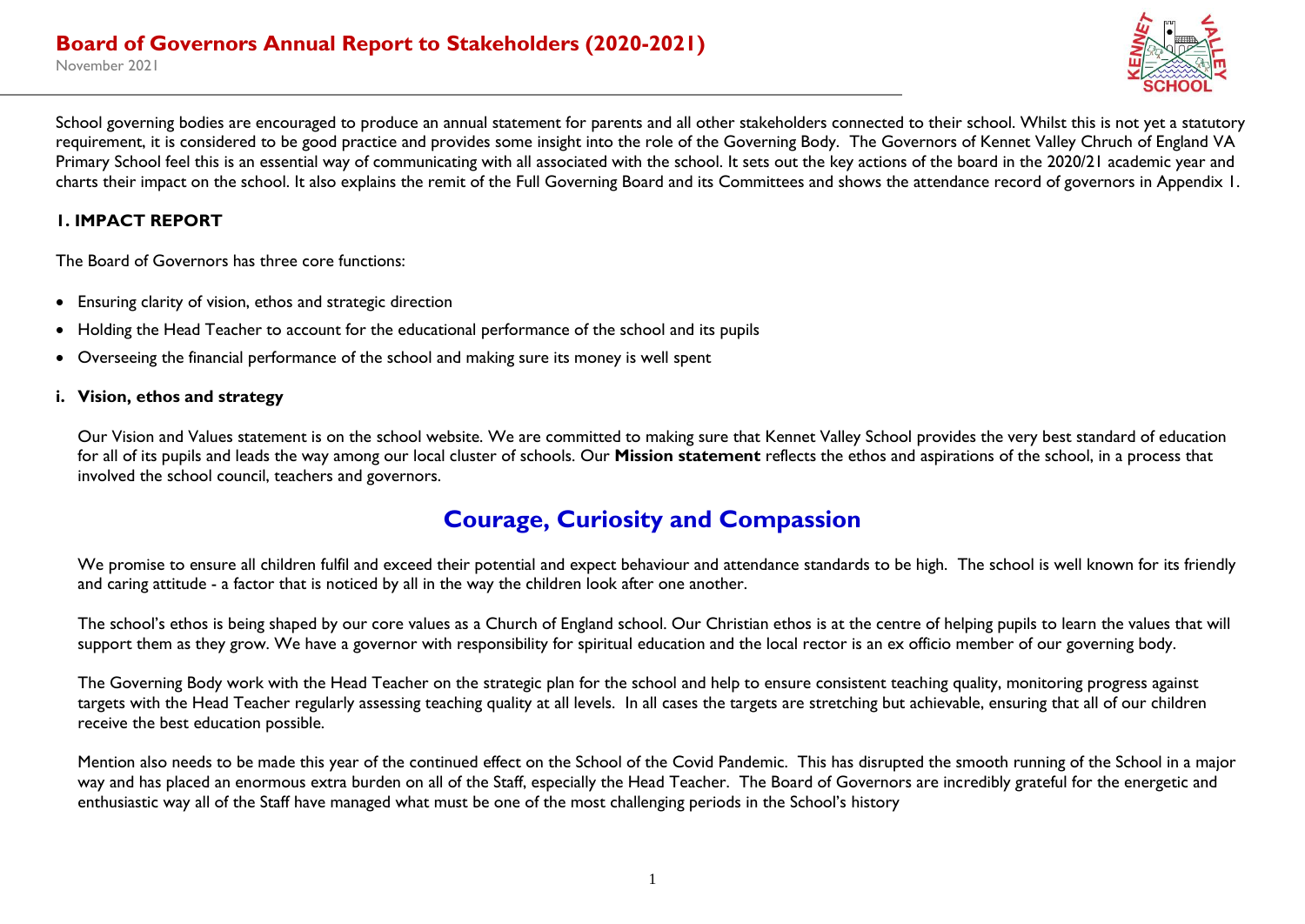# Board of Governors Annual Report to Stakeholders (2020-2021)

November 2021

School governing bodies are encouraged to produce an annual statement for parents and all other stakeholders connected to their school. Whilst this is not yet a statutory requirement, it is considered to be good practice and provides some insight into the role of the Governing Body. The Governors of Kennet Valley Chruch of England VA Primary School feel this is an essential way of communicating with all associated with the school. It sets out the key actions of the board in the 2020/21 academic year and charts their impact on the school. It also explains the remit of the Full Governing Board and its Committees and shows the attendance record of governors in Appendix 1.

## 1. IMPACT REPORT

The Board of Governors has three core functions:

- Ensuring clarity of vision, ethos and strategic direction
- Holding the Head Teacher to account for the educational performance of the school and its pupils
- Overseeing the financial performance of the school and making sure its money is well spent

### i. Vision, ethos and strategy

Our Vision and Values statement is on the school website. We are committed to making sure that Kennet Valley School provides the very best standard of education for all of its pupils and leads the way among our local cluster of schools. Our **Mission statement** reflects the ethos and aspirations of the school, in a process that involved the school council, teachers and governors.

## Courage, Curiosity and Compassion

We promise to ensure all children fulfil and exceed their potential and expect behaviour and attendance standards to be high. The school is well known for its friendly and caring attitude - a factor that is noticed by all in the way the children look after one another.

The school's ethos is being shaped by our core values as a Church of England school. Our Christian ethos is at the centre of helping pupils to learn the values that will support them as they grow. We have a governor with responsibility for spiritual education and the local rector is an ex officio member of our governing body.

The Governing Body work with the Head Teacher on the strategic plan for the school and help to ensure consistent teaching quality, monitoring progress against targets with the Head Teacher regularly assessing teaching quality at all levels. In all cases the targets are stretching but achievable, ensuring that all of our children receive the best education possible.

Mention also needs to be made this year of the continued effect on the School of the Covid Pandemic. This has disrupted the smooth running of the School in a major way and has placed an enormous extra burden on all of the Staff, especially the Head Teacher. The Board of Governors are incredibly grateful for the energetic and enthusiastic way all of the Staff have managed what must be one of the most challenging periods in the School's history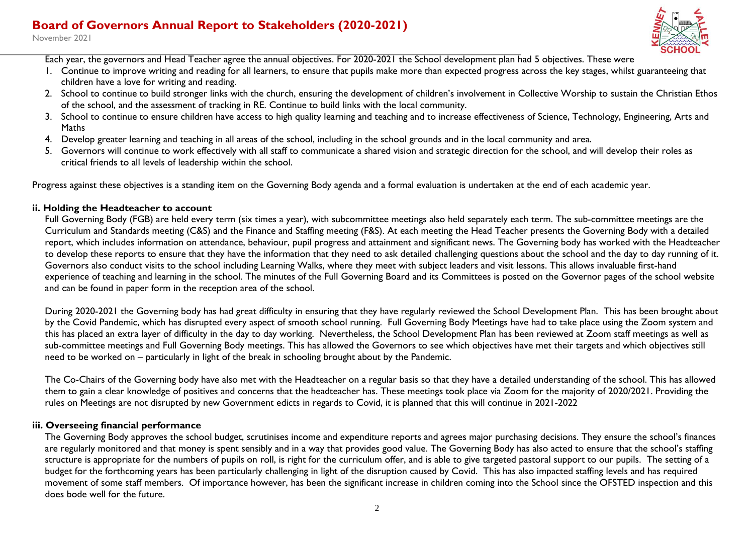Each year, the governors and Head Teacher agree the annual objectives. For 2020-2021 the School development plan had 5 objectives. These were

1. Continue to improve writing and reading for all learners, to ensure that pupils make more than expected progress across the key stages, whilst guaranteeing that children have a love for writing and reading.
2. School to continue to build stronger links with the church, ensuring the development of children's involvement in Collective Worship to sustain the Christian Ethos of the school, and the assessment of tracking in RE. Continue to build links with the local community.
3. School to continue to ensure children have access to high quality learning and teaching and to increase effectiveness of Science, Technology, Engineering, Arts and Maths
4. Develop greater learning and teaching in all areas of the school, including in the school grounds and in the local community and area.
5. Governors will continue to work effectively with all staff to communicate a shared vision and strategic direction for the school, and will develop their roles as critical friends to all levels of leadership within the school.

Progress against these objectives is a standing item on the Governing Body agenda and a formal evaluation is undertaken at the end of each academic year.

### ii. Holding the Headteacher to account

Full Governing Body (FGB) are held every term (six times a year), with subcommittee meetings also held separately each term. The sub-committee meetings are the Curriculum and Standards meeting (C&S) and the Finance and Staffing meeting (F&S). At each meeting the Head Teacher presents the Governing Body with a detailed report, which includes information on attendance, behaviour, pupil progress and attainment and significant news. The Governing body has worked with the Headteacher to develop these reports to ensure that they have the information that they need to ask detailed challenging questions about the school and the day to day running of it. Governors also conduct visits to the school including Learning Walks, where they meet with subject leaders and visit lessons. This allows invaluable first-hand experience of teaching and learning in the school. The minutes of the Full Governing Board and its Committees is posted on the Governor pages of the school website and can be found in paper form in the reception area of the school.

During 2020-2021 the Governing body has had great difficulty in ensuring that they have regularly reviewed the School Development Plan. This has been brought about by the Covid Pandemic, which has disrupted every aspect of smooth school running. Full Governing Body Meetings have had to take place using the Zoom system and this has placed an extra layer of difficulty in the day to day working. Nevertheless, the School Development Plan has been reviewed at Zoom staff meetings as well as sub-committee meetings and Full Governing Body meetings. This has allowed the Governors to see which objectives have met their targets and which objectives still need to be worked on – particularly in light of the break in schooling brought about by the Pandemic.

The Co-Chairs of the Governing body have also met with the Headteacher on a regular basis so that they have a detailed understanding of the school. This has allowed them to gain a clear knowledge of positives and concerns that the headteacher has. These meetings took place via Zoom for the majority of 2020/2021. Providing the rules on Meetings are not disrupted by new Government edicts in regards to Covid, it is planned that this will continue in 2021-2022

### iii. Overseeing financial performance

The Governing Body approves the school budget, scrutinises income and expenditure reports and agrees major purchasing decisions. They ensure the school's finances are regularly monitored and that money is spent sensibly and in a way that provides good value. The Governing Body has also acted to ensure that the school's staffing structure is appropriate for the numbers of pupils on roll, is right for the curriculum offer, and is able to give targeted pastoral support to our pupils. The setting of a budget for the forthcoming years has been particularly challenging in light of the disruption caused by Covid. This has also impacted staffing levels and has required movement of some staff members. Of importance however, has been the significant increase in children coming into the School since the OFSTED inspection and this does bode well for the future.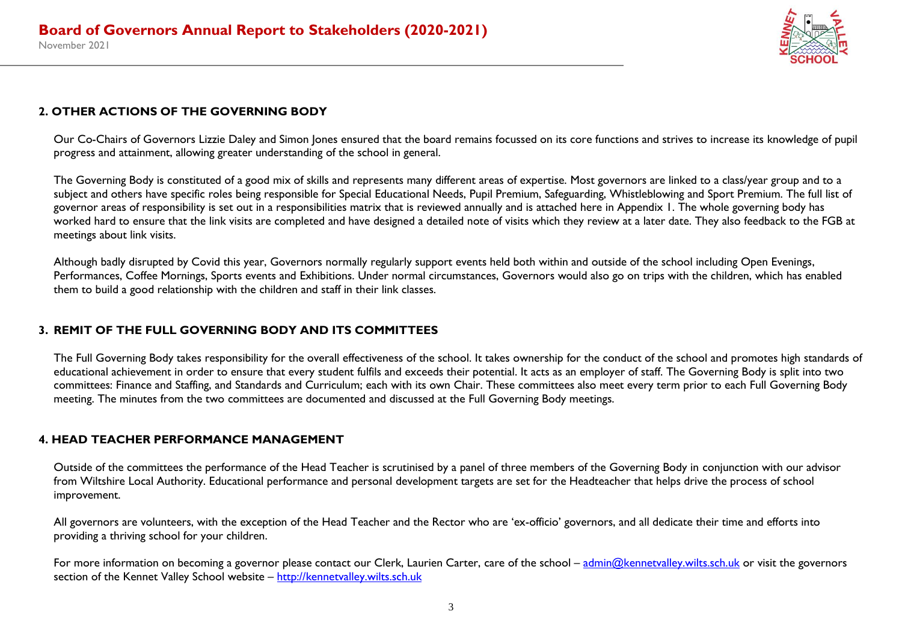## 2. OTHER ACTIONS OF THE GOVERNING BODY

Our Co-Chairs of Governors Lizzie Daley and Simon Jones ensured that the board remains focussed on its core functions and strives to increase its knowledge of pupil progress and attainment, allowing greater understanding of the school in general.

The Governing Body is constituted of a good mix of skills and represents many different areas of expertise. Most governors are linked to a class/year group and to a subject and others have specific roles being responsible for Special Educational Needs, Pupil Premium, Safeguarding, Whistleblowing and Sport Premium. The full list of governor areas of responsibility is set out in a responsibilities matrix that is reviewed annually and is attached here in Appendix 1. The whole governing body has worked hard to ensure that the link visits are completed and have designed a detailed note of visits which they review at a later date. They also feedback to the FGB at meetings about link visits.

Although badly disrupted by Covid this year, Governors normally regularly support events held both within and outside of the school including Open Evenings, Performances, Coffee Mornings, Sports events and Exhibitions. Under normal circumstances, Governors would also go on trips with the children, which has enabled them to build a good relationship with the children and staff in their link classes.

## 3. REMIT OF THE FULL GOVERNING BODY AND ITS COMMITTEES

The Full Governing Body takes responsibility for the overall effectiveness of the school. It takes ownership for the conduct of the school and promotes high standards of educational achievement in order to ensure that every student fulfils and exceeds their potential. It acts as an employer of staff. The Governing Body is split into two committees: Finance and Staffing, and Standards and Curriculum; each with its own Chair. These committees also meet every term prior to each Full Governing Body meeting. The minutes from the two committees are documented and discussed at the Full Governing Body meetings.

## 4. HEAD TEACHER PERFORMANCE MANAGEMENT

Outside of the committees the performance of the Head Teacher is scrutinised by a panel of three members of the Governing Body in conjunction with our advisor from Wiltshire Local Authority. Educational performance and personal development targets are set for the Headteacher that helps drive the process of school improvement.

All governors are volunteers, with the exception of the Head Teacher and the Rector who are 'ex-officio' governors, and all dedicate their time and efforts into providing a thriving school for your children.

For more information on becoming a governor please contact our Clerk, Laurien Carter, care of the school – [admin@kennetvalley.wilts.sch.uk](mailto:admin@kennetvalley.wilts.sch.uk) or visit the governors section of the Kennet Valley School website – [http://kennetvalley.wilts.sch.uk](http://kennetvalley.wilts.sch.uk)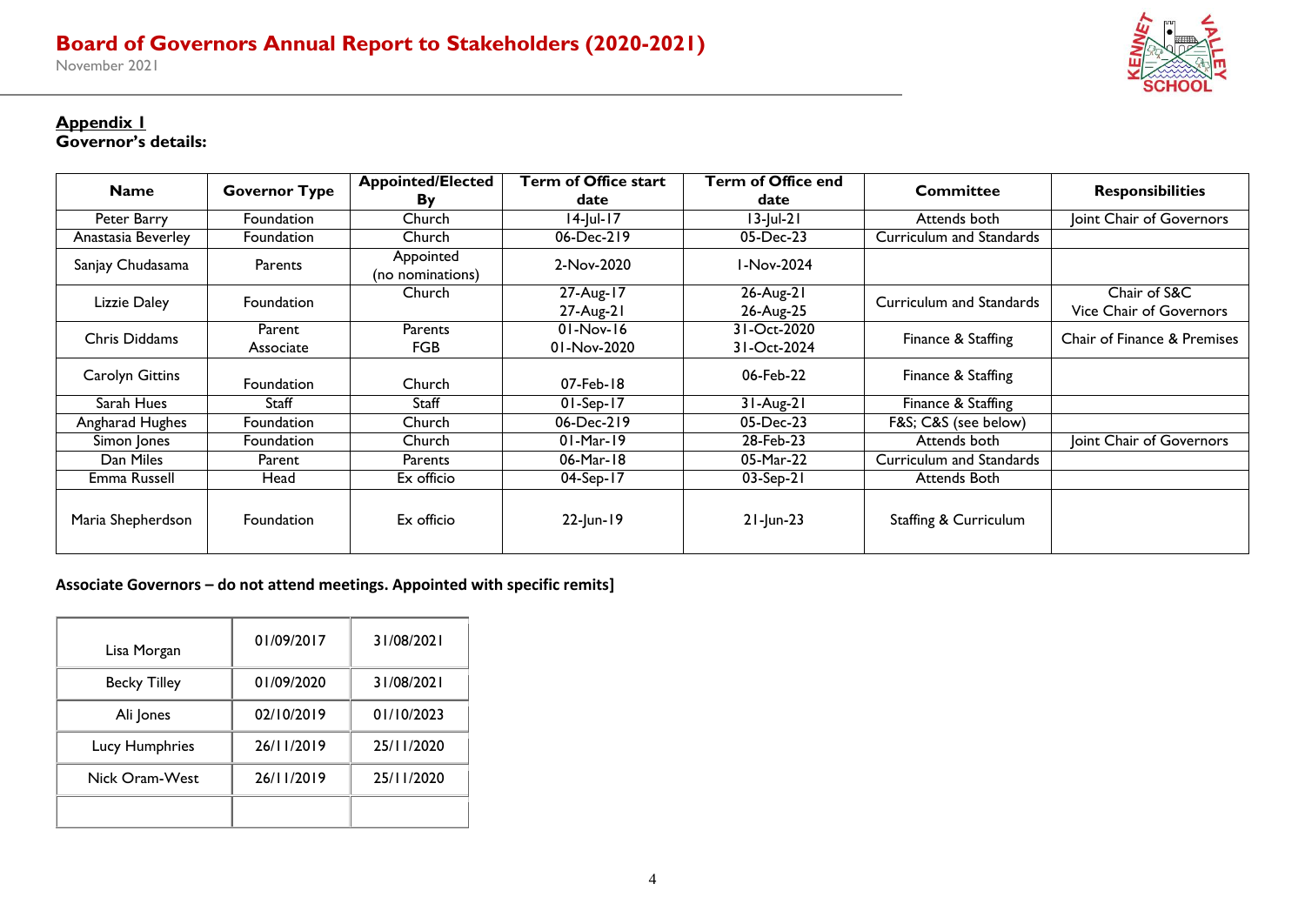**Appendix 1**
**Governor's details:**

| Name | Governor Type | Appointed/Elected By | Term of Office start date | Term of Office end date | Committee | Responsibilities |
|---|---|---|---|---|---|---|
| Peter Barry | Foundation | Church | 14-Jul-17 | 13-Jul-21 | Attends both | Joint Chair of Governors |
| Anastasia Beverley | Foundation | Church | 06-Dec-219 | 05-Dec-23 | Curriculum and Standards | |
| Sanjay Chudasama | Parents | Appointed (no nominations) | 2-Nov-2020 | 1-Nov-2024 | | |
| Lizzie Daley | Foundation | Church | 27-Aug-17<br>27-Aug-21 | 26-Aug-21<br>26-Aug-25 | Curriculum and Standards | Chair of S&C<br>Vice Chair of Governors |
| Chris Diddams | Parent<br>Associate | Parents<br>FGB | 01-Nov-16<br>01-Nov-2020 | 31-Oct-2020<br>31-Oct-2024 | Finance & Staffing | Chair of Finance & Premises |
| Carolyn Gittins | Foundation | Church | 07-Feb-18 | 06-Feb-22 | Finance & Staffing | |
| Sarah Hues | Staff | Staff | 01-Sep-17 | 31-Aug-21 | Finance & Staffing | |
| Angharad Hughes | Foundation | Church | 06-Dec-219 | 05-Dec-23 | F&S; C&S (see below) | |
| Simon Jones | Foundation | Church | 01-Mar-19 | 28-Feb-23 | Attends both | Joint Chair of Governors |
| Dan Miles | Parent | Parents | 06-Mar-18 | 05-Mar-22 | Curriculum and Standards | |
| Emma Russell | Head | Ex officio | 04-Sep-17 | 03-Sep-21 | Attends Both | |
| Maria Shepherdson | Foundation | Ex officio | 22-Jun-19 | 21-Jun-23 | Staffing & Curriculum | |

**Associate Governors – do not attend meetings. Appointed with specific remits]**

| | | |
|---|---|---|
| Lisa Morgan | 01/09/2017 | 31/08/2021 |
| Becky Tilley | 01/09/2020 | 31/08/2021 |
| Ali Jones | 02/10/2019 | 01/10/2023 |
| Lucy Humphries | 26/11/2019 | 25/11/2020 |
| Nick Oram-West | 26/11/2019 | 25/11/2020 |
| | | |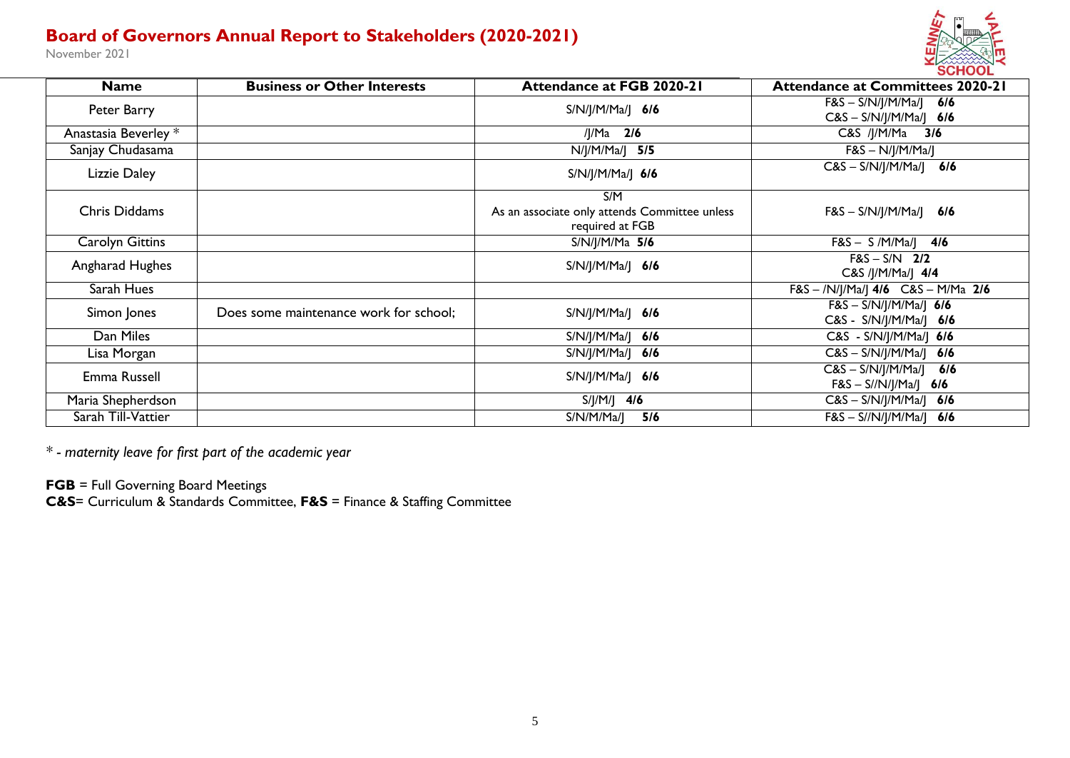# Board of Governors Annual Report to Stakeholders (2020-2021)

November 2021

| Name | Business or Other Interests | Attendance at FGB 2020-21 | Attendance at Committees 2020-21 |
|---|---|---|---|
| Peter Barry | | S/N/J/M/Ma/J **6/6** | F&S – S/N/J/M/Ma/J **6/6**<br>C&S – S/N/J/M/Ma/J **6/6** |
| Anastasia Beverley * | | /J/Ma **2/6** | C&S /J/M/Ma **3/6** |
| Sanjay Chudasama | | N/J/M/Ma/J **5/5** | F&S – N/J/M/Ma/J |
| Lizzie Daley | | S/N/J/M/Ma/J **6/6** | C&S – S/N/J/M/Ma/J **6/6** |
| Chris Diddams | | S/M<br>As an associate only attends Committee unless required at FGB | F&S – S/N/J/M/Ma/J **6/6** |
| Carolyn Gittins | | S/N/J/M/Ma **5/6** | F&S – S /M/Ma/J **4/6** |
| Angharad Hughes | | S/N/J/M/Ma/J **6/6** | F&S – S/N **2/2**<br>C&S /J/M/Ma/J **4/4** |
| Sarah Hues | | | F&S – /N/J/Ma/J **4/6** C&S – M/Ma **2/6** |
| Simon Jones | Does some maintenance work for school; | S/N/J/M/Ma/J **6/6** | F&S – S/N/J/M/Ma/J **6/6**<br>C&S - S/N/J/M/Ma/J **6/6** |
| Dan Miles | | S/N/J/M/Ma/J **6/6** | C&S - S/N/J/M/Ma/J **6/6** |
| Lisa Morgan | | S/N/J/M/Ma/J **6/6** | C&S – S/N/J/M/Ma/J **6/6** |
| Emma Russell | | S/N/J/M/Ma/J **6/6** | C&S – S/N/J/M/Ma/J **6/6**<br>F&S – S//N/J/Ma/J **6/6** |
| Maria Shepherdson | | S/J/M/J **4/6** | C&S – S/N/J/M/Ma/J **6/6** |
| Sarah Till-Vattier | | S/N/M/Ma/J **5/6** | F&S – S//N/J/M/Ma/J **6/6** |

* - *maternity leave for first part of the academic year*

**FGB** = Full Governing Board Meetings
**C&S**= Curriculum & Standards Committee, **F&S** = Finance & Staffing Committee